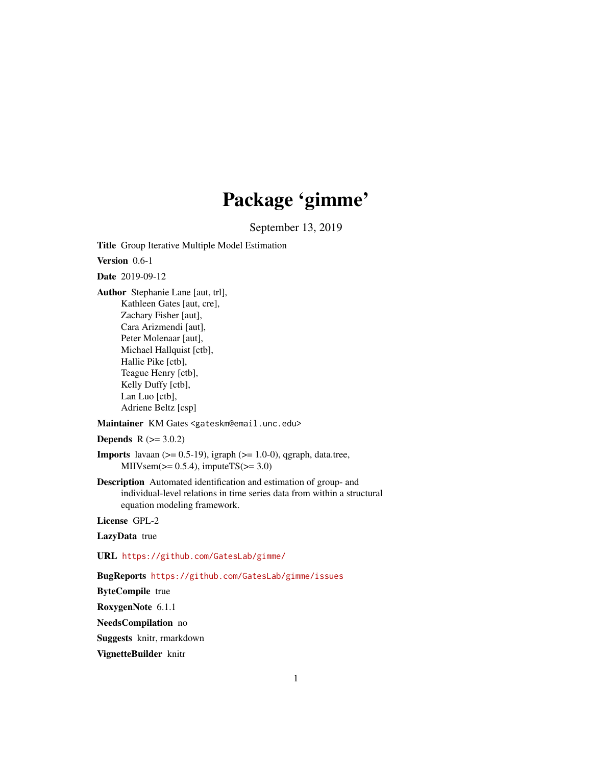# Package 'gimme'

September 13, 2019

**Title** Group Iterative Multiple Model Estimation

**Version** 0.6-1

**Date** 2019-09-12

**Author** Stephanie Lane [aut, trl],
Kathleen Gates [aut, cre],
Zachary Fisher [aut],
Cara Arizmendi [aut],
Peter Molenaar [aut],
Michael Hallquist [ctb],
Hallie Pike [ctb],
Teague Henry [ctb],
Kelly Duffy [ctb],
Lan Luo [ctb],
Adriene Beltz [csp]

**Maintainer** KM Gates <gateskm@email.unc.edu>

**Depends** R (>= 3.0.2)

**Imports** lavaan (>= 0.5-19), igraph (>= 1.0-0), qgraph, data.tree,
MIIVsem(>= 0.5.4), imputeTS(>= 3.0)

**Description** Automated identification and estimation of group- and
individual-level relations in time series data from within a structural
equation modeling framework.

**License** GPL-2

**LazyData** true

**URL** https://github.com/GatesLab/gimme/

**BugReports** https://github.com/GatesLab/gimme/issues

**ByteCompile** true

**RoxygenNote** 6.1.1

**NeedsCompilation** no

**Suggests** knitr, rmarkdown

**VignetteBuilder** knitr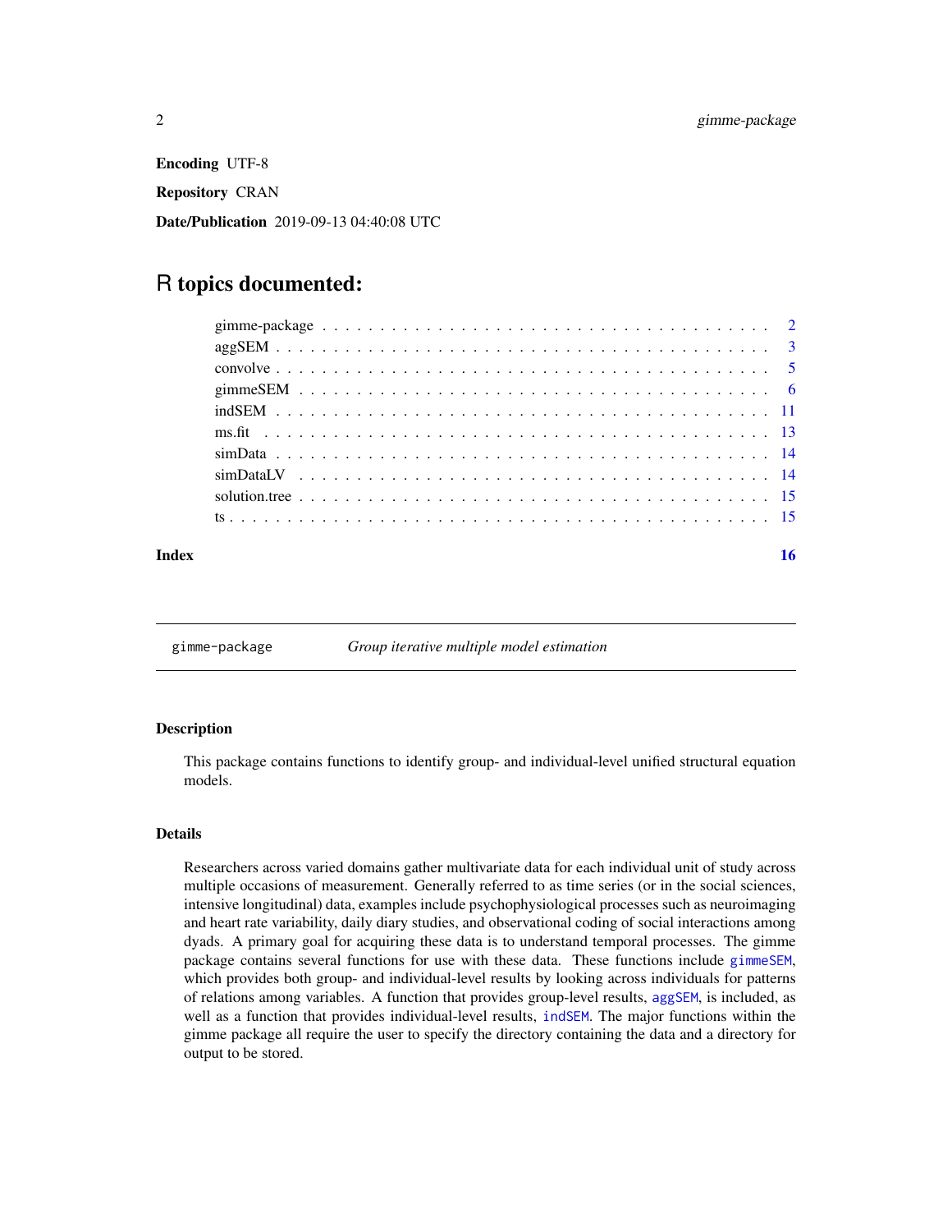**Encoding** UTF-8

**Repository** CRAN

**Date/Publication** 2019-09-13 04:40:08 UTC

# R topics documented:

| | |
|---|---|
| gimme-package | 2 |
| aggSEM | 3 |
| convolve | 5 |
| gimmeSEM | 6 |
| indSEM | 11 |
| ms.fit | 13 |
| simData | 14 |
| simDataLV | 14 |
| solution.tree | 15 |
| ts | 15 |
| **Index** | **16** |

---

## gimme-package &nbsp;&nbsp;&nbsp; *Group iterative multiple model estimation*

---

### Description

This package contains functions to identify group- and individual-level unified structural equation models.

### Details

Researchers across varied domains gather multivariate data for each individual unit of study across multiple occasions of measurement. Generally referred to as time series (or in the social sciences, intensive longitudinal) data, examples include psychophysiological processes such as neuroimaging and heart rate variability, daily diary studies, and observational coding of social interactions among dyads. A primary goal for acquiring these data is to understand temporal processes. The gimme package contains several functions for use with these data. These functions include `gimmeSEM`, which provides both group- and individual-level results by looking across individuals for patterns of relations among variables. A function that provides group-level results, `aggSEM`, is included, as well as a function that provides individual-level results, `indSEM`. The major functions within the gimme package all require the user to specify the directory containing the data and a directory for output to be stored.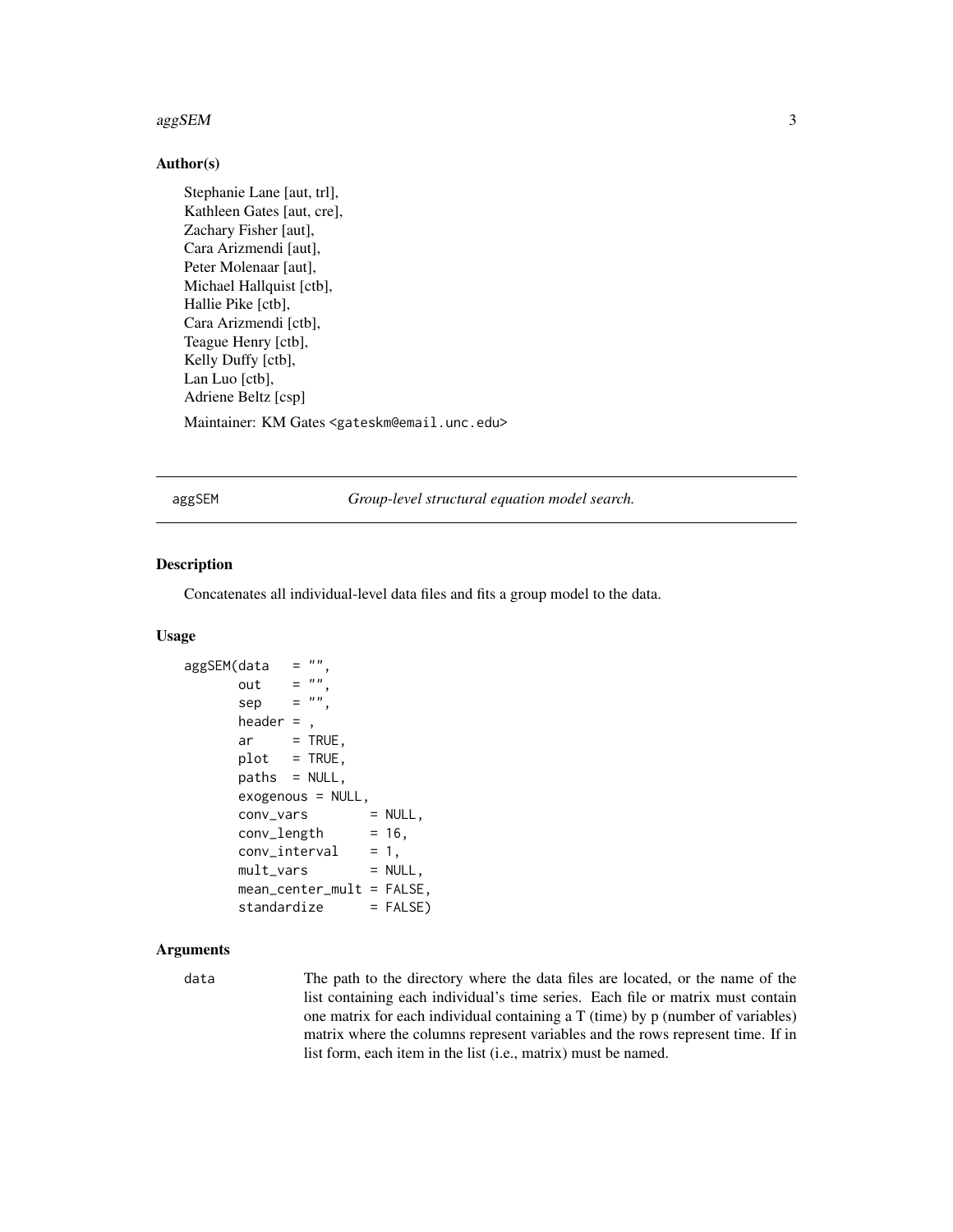## Author(s)

Stephanie Lane [aut, trl],
Kathleen Gates [aut, cre],
Zachary Fisher [aut],
Cara Arizmendi [aut],
Peter Molenaar [aut],
Michael Hallquist [ctb],
Hallie Pike [ctb],
Cara Arizmendi [ctb],
Teague Henry [ctb],
Kelly Duffy [ctb],
Lan Luo [ctb],
Adriene Beltz [csp]

Maintainer: KM Gates <gateskm@email.unc.edu>

---

# aggSEM — *Group-level structural equation model search.*

---

## Description

Concatenates all individual-level data files and fits a group model to the data.

## Usage

```
aggSEM(data   = "",
       out    = "",
       sep    = "",
       header = ,
       ar     = TRUE,
       plot   = TRUE,
       paths  = NULL,
       exogenous = NULL,
       conv_vars        = NULL,
       conv_length      = 16,
       conv_interval    = 1,
       mult_vars        = NULL,
       mean_center_mult = FALSE,
       standardize      = FALSE)
```

## Arguments

`data` The path to the directory where the data files are located, or the name of the list containing each individual's time series. Each file or matrix must contain one matrix for each individual containing a T (time) by p (number of variables) matrix where the columns represent variables and the rows represent time. If in list form, each item in the list (i.e., matrix) must be named.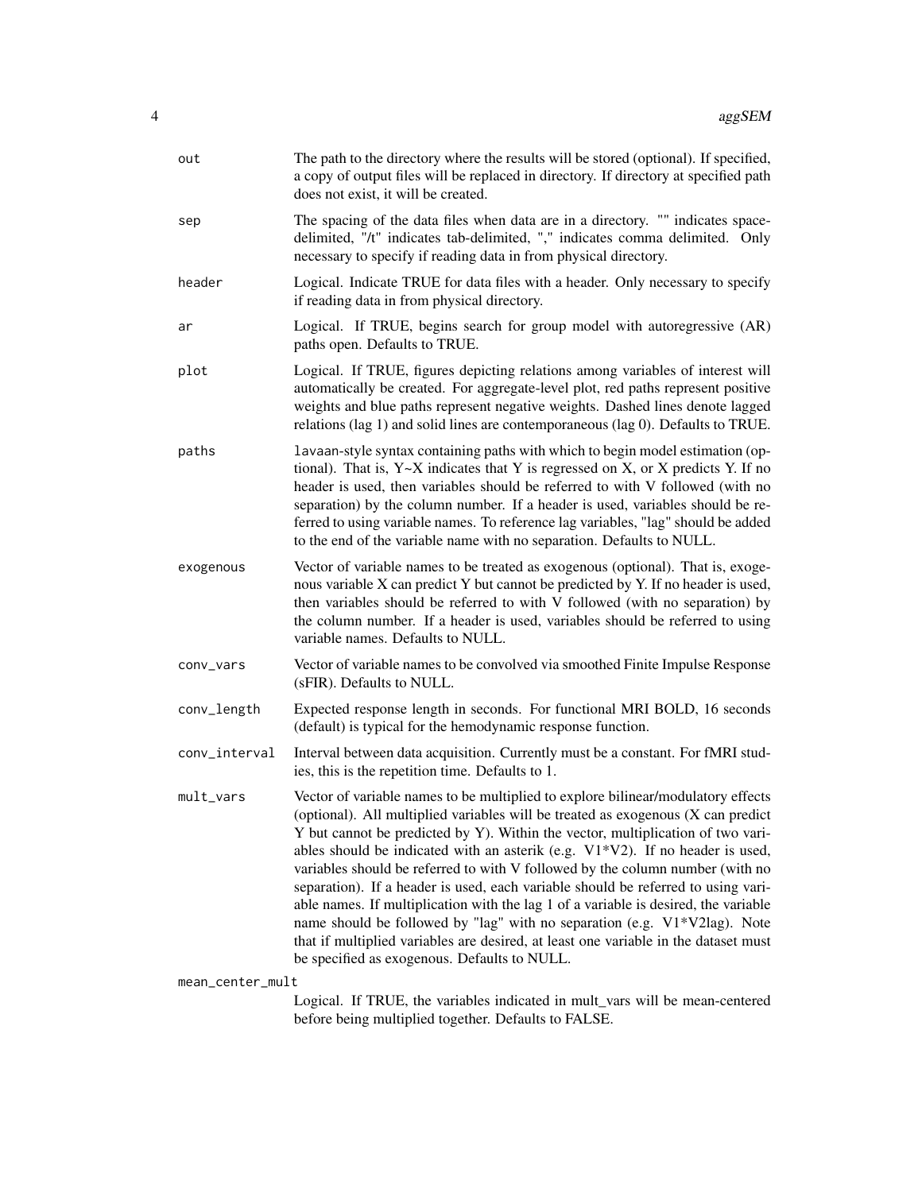| | |
|---|---|
| `out` | The path to the directory where the results will be stored (optional). If specified, a copy of output files will be replaced in directory. If directory at specified path does not exist, it will be created. |
| `sep` | The spacing of the data files when data are in a directory. "" indicates space-delimited, "/t" indicates tab-delimited, "," indicates comma delimited. Only necessary to specify if reading data in from physical directory. |
| `header` | Logical. Indicate TRUE for data files with a header. Only necessary to specify if reading data in from physical directory. |
| `ar` | Logical. If TRUE, begins search for group model with autoregressive (AR) paths open. Defaults to TRUE. |
| `plot` | Logical. If TRUE, figures depicting relations among variables of interest will automatically be created. For aggregate-level plot, red paths represent positive weights and blue paths represent negative weights. Dashed lines denote lagged relations (lag 1) and solid lines are contemporaneous (lag 0). Defaults to TRUE. |
| `paths` | `lavaan`-style syntax containing paths with which to begin model estimation (optional). That is, Y~X indicates that Y is regressed on X, or X predicts Y. If no header is used, then variables should be referred to with V followed (with no separation) by the column number. If a header is used, variables should be referred to using variable names. To reference lag variables, "lag" should be added to the end of the variable name with no separation. Defaults to NULL. |
| `exogenous` | Vector of variable names to be treated as exogenous (optional). That is, exogenous variable X can predict Y but cannot be predicted by Y. If no header is used, then variables should be referred to with V followed (with no separation) by the column number. If a header is used, variables should be referred to using variable names. Defaults to NULL. |
| `conv_vars` | Vector of variable names to be convolved via smoothed Finite Impulse Response (sFIR). Defaults to NULL. |
| `conv_length` | Expected response length in seconds. For functional MRI BOLD, 16 seconds (default) is typical for the hemodynamic response function. |
| `conv_interval` | Interval between data acquisition. Currently must be a constant. For fMRI studies, this is the repetition time. Defaults to 1. |
| `mult_vars` | Vector of variable names to be multiplied to explore bilinear/modulatory effects (optional). All multiplied variables will be treated as exogenous (X can predict Y but cannot be predicted by Y). Within the vector, multiplication of two variables should be indicated with an asterik (e.g. V1*V2). If no header is used, variables should be referred to with V followed by the column number (with no separation). If a header is used, each variable should be referred to using variable names. If multiplication with the lag 1 of a variable is desired, the variable name should be followed by "lag" with no separation (e.g. V1*V2lag). Note that if multiplied variables are desired, at least one variable in the dataset must be specified as exogenous. Defaults to NULL. |
| `mean_center_mult` | Logical. If TRUE, the variables indicated in mult_vars will be mean-centered before being multiplied together. Defaults to FALSE. |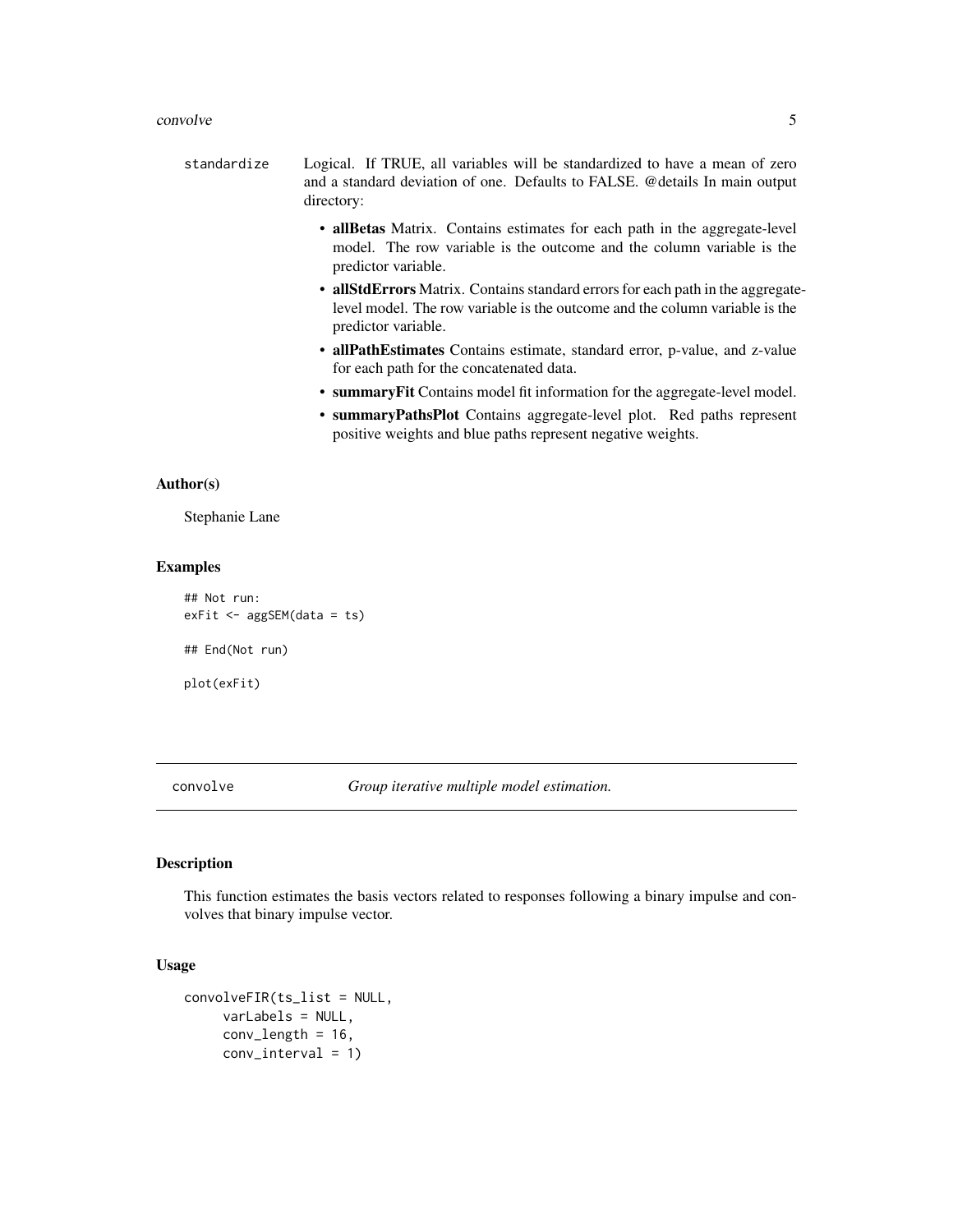standardize Logical. If TRUE, all variables will be standardized to have a mean of zero and a standard deviation of one. Defaults to FALSE. @details In main output directory:

- **allBetas** Matrix. Contains estimates for each path in the aggregate-level model. The row variable is the outcome and the column variable is the predictor variable.
- **allStdErrors** Matrix. Contains standard errors for each path in the aggregate-level model. The row variable is the outcome and the column variable is the predictor variable.
- **allPathEstimates** Contains estimate, standard error, p-value, and z-value for each path for the concatenated data.
- **summaryFit** Contains model fit information for the aggregate-level model.
- **summaryPathsPlot** Contains aggregate-level plot. Red paths represent positive weights and blue paths represent negative weights.

### Author(s)

Stephanie Lane

### Examples

```
## Not run:
exFit <- aggSEM(data = ts)

## End(Not run)

plot(exFit)
```

---

## convolve *Group iterative multiple model estimation.*

---

### Description

This function estimates the basis vectors related to responses following a binary impulse and convolves that binary impulse vector.

### Usage

```
convolveFIR(ts_list = NULL,
     varLabels = NULL,
     conv_length = 16,
     conv_interval = 1)
```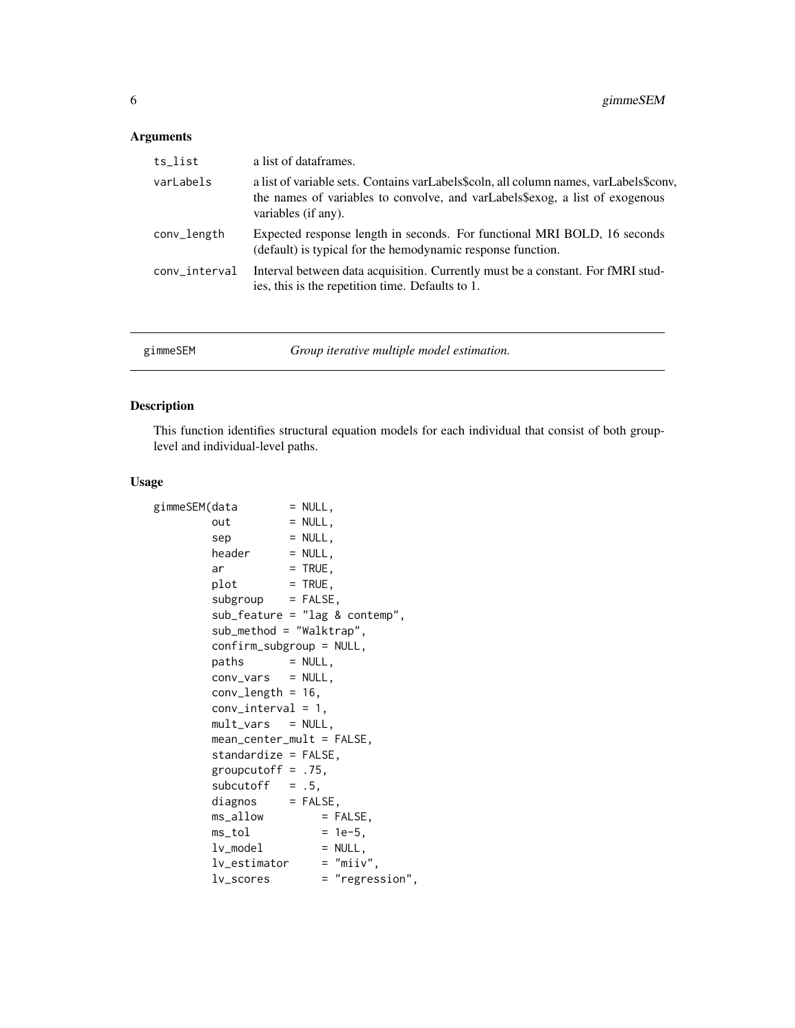## Arguments

| | |
|---|---|
| ts_list | a list of dataframes. |
| varLabels | a list of variable sets. Contains varLabels$coln, all column names, varLabels$conv, the names of variables to convolve, and varLabels$exog, a list of exogenous variables (if any). |
| conv_length | Expected response length in seconds. For functional MRI BOLD, 16 seconds (default) is typical for the hemodynamic response function. |
| conv_interval | Interval between data acquisition. Currently must be a constant. For fMRI studies, this is the repetition time. Defaults to 1. |

---

# gimmeSEM — *Group iterative multiple model estimation.*

---

## Description

This function identifies structural equation models for each individual that consist of both group-level and individual-level paths.

## Usage

```
gimmeSEM(data        = NULL,
         out         = NULL,
         sep         = NULL,
         header      = NULL,
         ar          = TRUE,
         plot        = TRUE,
         subgroup    = FALSE,
         sub_feature = "lag & contemp",
         sub_method = "Walktrap",
         confirm_subgroup = NULL,
         paths       = NULL,
         conv_vars   = NULL,
         conv_length = 16,
         conv_interval = 1,
         mult_vars   = NULL,
         mean_center_mult = FALSE,
         standardize = FALSE,
         groupcutoff = .75,
         subcutoff   = .5,
         diagnos     = FALSE,
         ms_allow         = FALSE,
         ms_tol           = 1e-5,
         lv_model         = NULL,
         lv_estimator     = "miiv",
         lv_scores        = "regression",
```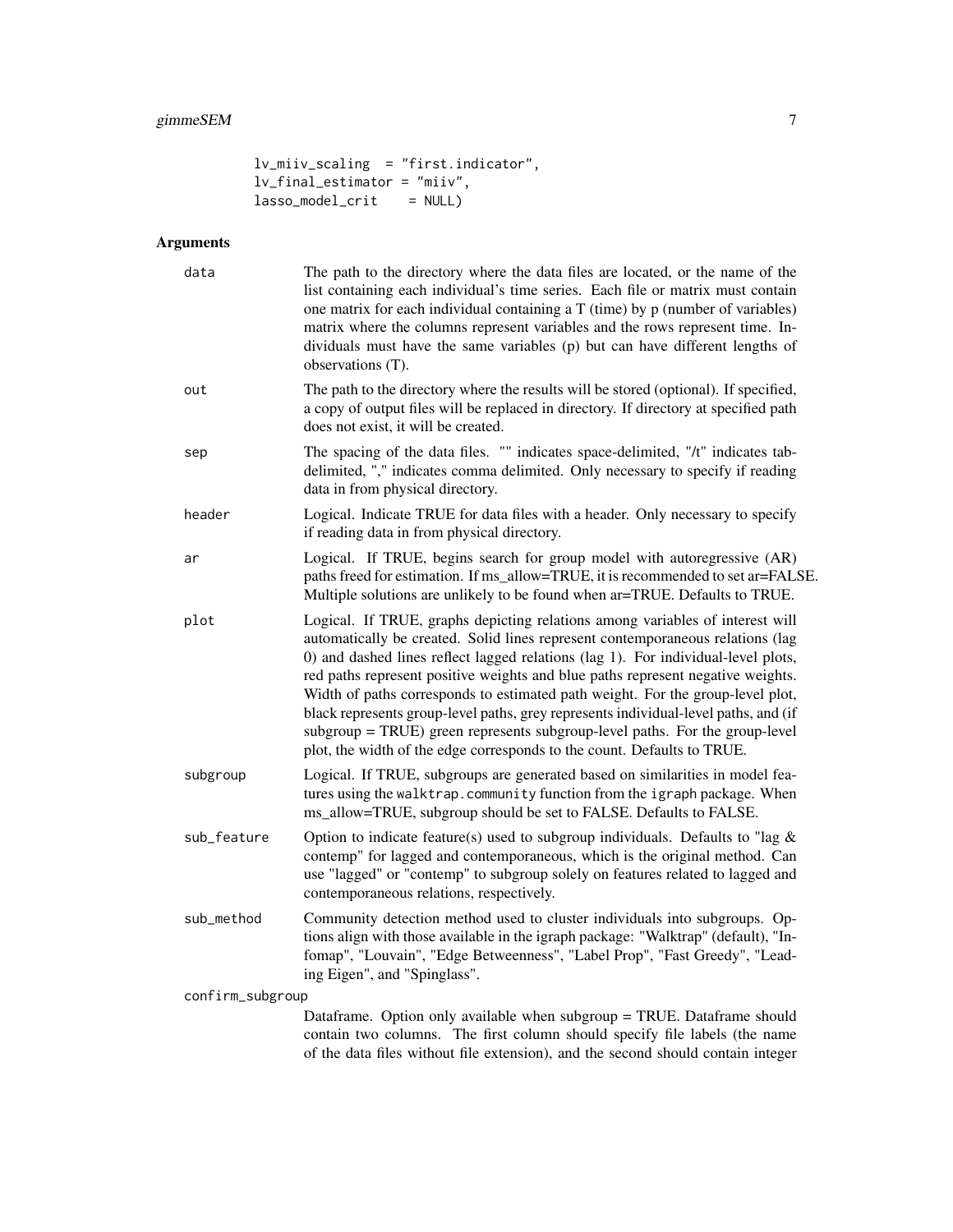```
lv_miiv_scaling  = "first.indicator",
lv_final_estimator = "miiv",
lasso_model_crit    = NULL)
```

## Arguments

**data** The path to the directory where the data files are located, or the name of the list containing each individual's time series. Each file or matrix must contain one matrix for each individual containing a T (time) by p (number of variables) matrix where the columns represent variables and the rows represent time. Individuals must have the same variables (p) but can have different lengths of observations (T).

**out** The path to the directory where the results will be stored (optional). If specified, a copy of output files will be replaced in directory. If directory at specified path does not exist, it will be created.

**sep** The spacing of the data files. "" indicates space-delimited, "/t" indicates tab-delimited, "," indicates comma delimited. Only necessary to specify if reading data in from physical directory.

**header** Logical. Indicate TRUE for data files with a header. Only necessary to specify if reading data in from physical directory.

**ar** Logical. If TRUE, begins search for group model with autoregressive (AR) paths freed for estimation. If ms_allow=TRUE, it is recommended to set ar=FALSE. Multiple solutions are unlikely to be found when ar=TRUE. Defaults to TRUE.

**plot** Logical. If TRUE, graphs depicting relations among variables of interest will automatically be created. Solid lines represent contemporaneous relations (lag 0) and dashed lines reflect lagged relations (lag 1). For individual-level plots, red paths represent positive weights and blue paths represent negative weights. Width of paths corresponds to estimated path weight. For the group-level plot, black represents group-level paths, grey represents individual-level paths, and (if subgroup = TRUE) green represents subgroup-level paths. For the group-level plot, the width of the edge corresponds to the count. Defaults to TRUE.

**subgroup** Logical. If TRUE, subgroups are generated based on similarities in model features using the `walktrap.community` function from the `igraph` package. When ms_allow=TRUE, subgroup should be set to FALSE. Defaults to FALSE.

**sub_feature** Option to indicate feature(s) used to subgroup individuals. Defaults to "lag & contemp" for lagged and contemporaneous, which is the original method. Can use "lagged" or "contemp" to subgroup solely on features related to lagged and contemporaneous relations, respectively.

**sub_method** Community detection method used to cluster individuals into subgroups. Options align with those available in the igraph package: "Walktrap" (default), "Infomap", "Louvain", "Edge Betweenness", "Label Prop", "Fast Greedy", "Leading Eigen", and "Spinglass".

**confirm_subgroup** Dataframe. Option only available when subgroup = TRUE. Dataframe should contain two columns. The first column should specify file labels (the name of the data files without file extension), and the second should contain integer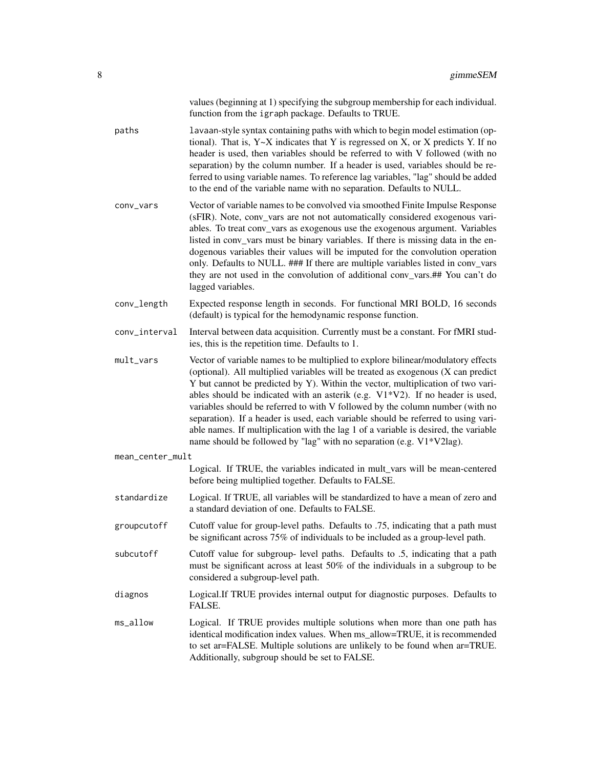values (beginning at 1) specifying the subgroup membership for each individual. function from the igraph package. Defaults to TRUE.

**paths**
: lavaan-style syntax containing paths with which to begin model estimation (optional). That is, Y~X indicates that Y is regressed on X, or X predicts Y. If no header is used, then variables should be referred to with V followed (with no separation) by the column number. If a header is used, variables should be referred to using variable names. To reference lag variables, "lag" should be added to the end of the variable name with no separation. Defaults to NULL.

**conv_vars**
: Vector of variable names to be convolved via smoothed Finite Impulse Response (sFIR). Note, conv_vars are not not automatically considered exogenous variables. To treat conv_vars as exogenous use the exogenous argument. Variables listed in conv_vars must be binary variables. If there is missing data in the endogenous variables their values will be imputed for the convolution operation only. Defaults to NULL. ### If there are multiple variables listed in conv_vars they are not used in the convolution of additional conv_vars.## You can't do lagged variables.

**conv_length**
: Expected response length in seconds. For functional MRI BOLD, 16 seconds (default) is typical for the hemodynamic response function.

**conv_interval**
: Interval between data acquisition. Currently must be a constant. For fMRI studies, this is the repetition time. Defaults to 1.

**mult_vars**
: Vector of variable names to be multiplied to explore bilinear/modulatory effects (optional). All multiplied variables will be treated as exogenous (X can predict Y but cannot be predicted by Y). Within the vector, multiplication of two variables should be indicated with an asterik (e.g. V1*V2). If no header is used, variables should be referred to with V followed by the column number (with no separation). If a header is used, each variable should be referred to using variable names. If multiplication with the lag 1 of a variable is desired, the variable name should be followed by "lag" with no separation (e.g. V1*V2lag).

**mean_center_mult**
: Logical. If TRUE, the variables indicated in mult_vars will be mean-centered before being multiplied together. Defaults to FALSE.

**standardize**
: Logical. If TRUE, all variables will be standardized to have a mean of zero and a standard deviation of one. Defaults to FALSE.

**groupcutoff**
: Cutoff value for group-level paths. Defaults to .75, indicating that a path must be significant across 75% of individuals to be included as a group-level path.

**subcutoff**
: Cutoff value for subgroup- level paths. Defaults to .5, indicating that a path must be significant across at least 50% of the individuals in a subgroup to be considered a subgroup-level path.

**diagnos**
: Logical.If TRUE provides internal output for diagnostic purposes. Defaults to FALSE.

**ms_allow**
: Logical. If TRUE provides multiple solutions when more than one path has identical modification index values. When ms_allow=TRUE, it is recommended to set ar=FALSE. Multiple solutions are unlikely to be found when ar=TRUE. Additionally, subgroup should be set to FALSE.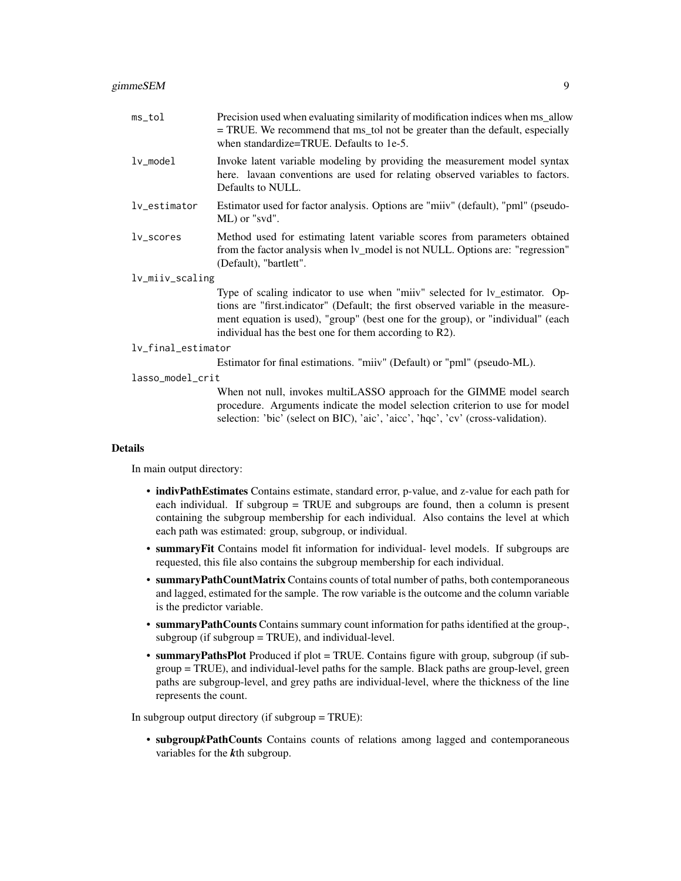`ms_tol`
: Precision used when evaluating similarity of modification indices when ms_allow = TRUE. We recommend that ms_tol not be greater than the default, especially when standardize=TRUE. Defaults to 1e-5.

`lv_model`
: Invoke latent variable modeling by providing the measurement model syntax here. lavaan conventions are used for relating observed variables to factors. Defaults to NULL.

`lv_estimator`
: Estimator used for factor analysis. Options are "miiv" (default), "pml" (pseudo-ML) or "svd".

`lv_scores`
: Method used for estimating latent variable scores from parameters obtained from the factor analysis when lv_model is not NULL. Options are: "regression" (Default), "bartlett".

`lv_miiv_scaling`
: Type of scaling indicator to use when "miiv" selected for lv_estimator. Options are "first.indicator" (Default; the first observed variable in the measurement equation is used), "group" (best one for the group), or "individual" (each individual has the best one for them according to R2).

`lv_final_estimator`
: Estimator for final estimations. "miiv" (Default) or "pml" (pseudo-ML).

`lasso_model_crit`
: When not null, invokes multiLASSO approach for the GIMME model search procedure. Arguments indicate the model selection criterion to use for model selection: 'bic' (select on BIC), 'aic', 'aicc', 'hqc', 'cv' (cross-validation).

## Details

In main output directory:

- **indivPathEstimates** Contains estimate, standard error, p-value, and z-value for each path for each individual. If subgroup = TRUE and subgroups are found, then a column is present containing the subgroup membership for each individual. Also contains the level at which each path was estimated: group, subgroup, or individual.
- **summaryFit** Contains model fit information for individual- level models. If subgroups are requested, this file also contains the subgroup membership for each individual.
- **summaryPathCountMatrix** Contains counts of total number of paths, both contemporaneous and lagged, estimated for the sample. The row variable is the outcome and the column variable is the predictor variable.
- **summaryPathCounts** Contains summary count information for paths identified at the group-, subgroup (if subgroup = TRUE), and individual-level.
- **summaryPathsPlot** Produced if plot = TRUE. Contains figure with group, subgroup (if subgroup = TRUE), and individual-level paths for the sample. Black paths are group-level, green paths are subgroup-level, and grey paths are individual-level, where the thickness of the line represents the count.

In subgroup output directory (if subgroup = TRUE):

- **subgroup*k*PathCounts** Contains counts of relations among lagged and contemporaneous variables for the ***k***th subgroup.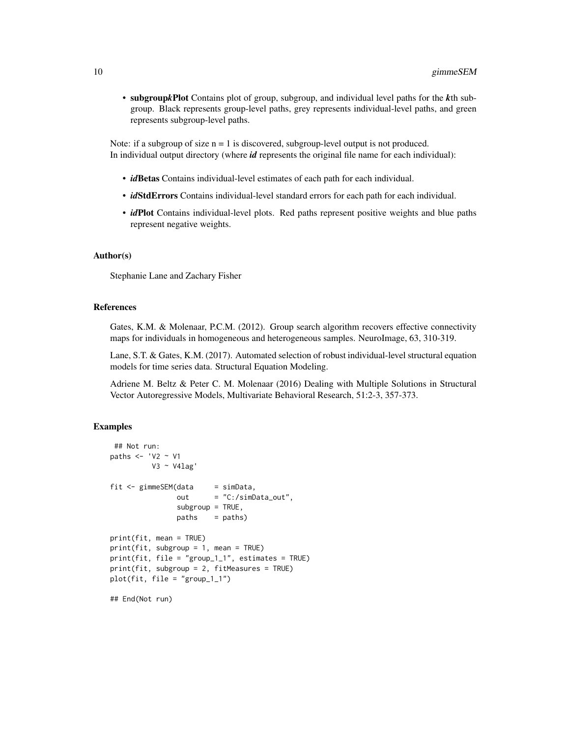- **subgroup*k*Plot** Contains plot of group, subgroup, and individual level paths for the ***k***th subgroup. Black represents group-level paths, grey represents individual-level paths, and green represents subgroup-level paths.

Note: if a subgroup of size n = 1 is discovered, subgroup-level output is not produced.
In individual output directory (where ***id*** represents the original file name for each individual):

- ***id*Betas** Contains individual-level estimates of each path for each individual.
- ***id*StdErrors** Contains individual-level standard errors for each path for each individual.
- ***id*Plot** Contains individual-level plots. Red paths represent positive weights and blue paths represent negative weights.

### Author(s)

Stephanie Lane and Zachary Fisher

### References

Gates, K.M. & Molenaar, P.C.M. (2012). Group search algorithm recovers effective connectivity maps for individuals in homogeneous and heterogeneous samples. NeuroImage, 63, 310-319.

Lane, S.T. & Gates, K.M. (2017). Automated selection of robust individual-level structural equation models for time series data. Structural Equation Modeling.

Adriene M. Beltz & Peter C. M. Molenaar (2016) Dealing with Multiple Solutions in Structural Vector Autoregressive Models, Multivariate Behavioral Research, 51:2-3, 357-373.

### Examples

```
 ## Not run:
paths <- 'V2 ~ V1
          V3 ~ V4lag'

fit <- gimmeSEM(data     = simData,
                out      = "C:/simData_out",
                subgroup = TRUE,
                paths    = paths)

print(fit, mean = TRUE)
print(fit, subgroup = 1, mean = TRUE)
print(fit, file = "group_1_1", estimates = TRUE)
print(fit, subgroup = 2, fitMeasures = TRUE)
plot(fit, file = "group_1_1")

## End(Not run)
```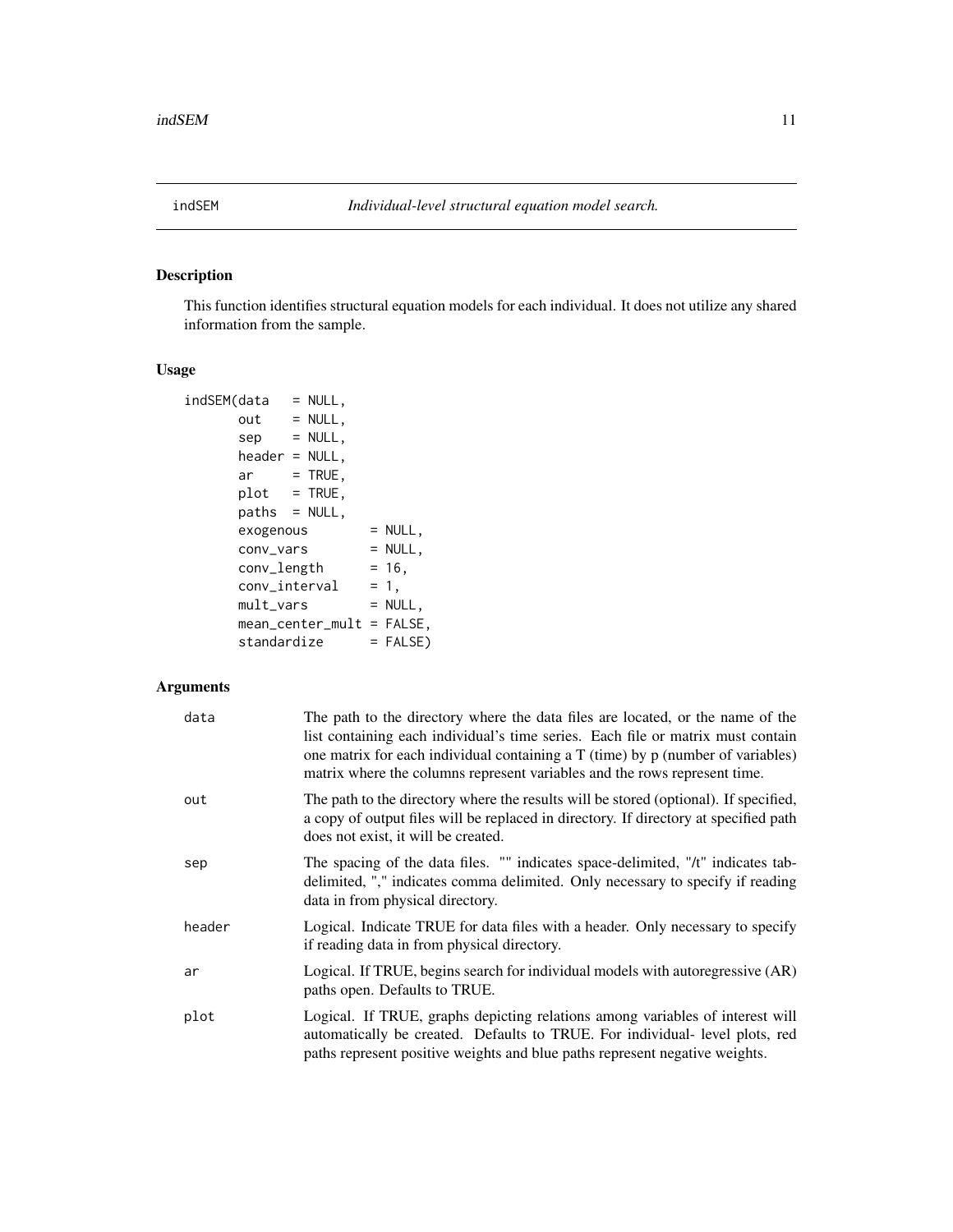# indSEM — *Individual-level structural equation model search.*

## Description

This function identifies structural equation models for each individual. It does not utilize any shared information from the sample.

## Usage

```
indSEM(data   = NULL,
       out    = NULL,
       sep    = NULL,
       header = NULL,
       ar     = TRUE,
       plot   = TRUE,
       paths  = NULL,
       exogenous        = NULL,
       conv_vars        = NULL,
       conv_length      = 16,
       conv_interval    = 1,
       mult_vars        = NULL,
       mean_center_mult = FALSE,
       standardize      = FALSE)
```

## Arguments

| | |
|---|---|
| `data` | The path to the directory where the data files are located, or the name of the list containing each individual's time series. Each file or matrix must contain one matrix for each individual containing a T (time) by p (number of variables) matrix where the columns represent variables and the rows represent time. |
| `out` | The path to the directory where the results will be stored (optional). If specified, a copy of output files will be replaced in directory. If directory at specified path does not exist, it will be created. |
| `sep` | The spacing of the data files. "" indicates space-delimited, "/t" indicates tab-delimited, "," indicates comma delimited. Only necessary to specify if reading data in from physical directory. |
| `header` | Logical. Indicate TRUE for data files with a header. Only necessary to specify if reading data in from physical directory. |
| `ar` | Logical. If TRUE, begins search for individual models with autoregressive (AR) paths open. Defaults to TRUE. |
| `plot` | Logical. If TRUE, graphs depicting relations among variables of interest will automatically be created. Defaults to TRUE. For individual- level plots, red paths represent positive weights and blue paths represent negative weights. |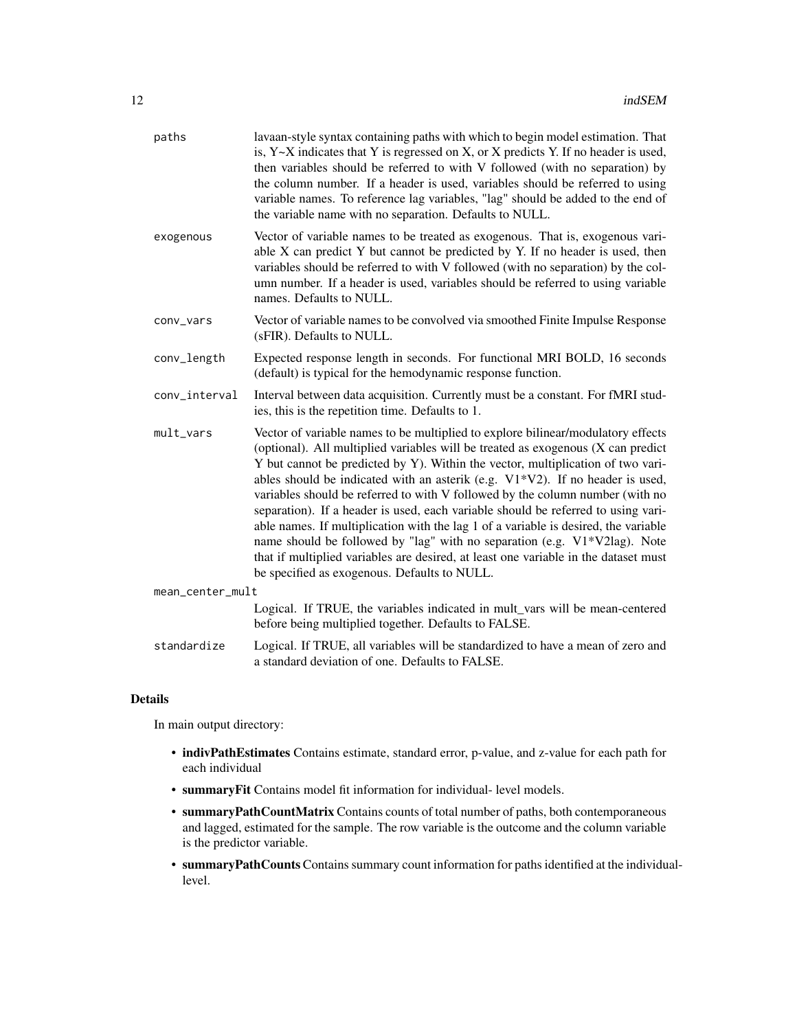paths
: lavaan-style syntax containing paths with which to begin model estimation. That is, Y~X indicates that Y is regressed on X, or X predicts Y. If no header is used, then variables should be referred to with V followed (with no separation) by the column number. If a header is used, variables should be referred to using variable names. To reference lag variables, "lag" should be added to the end of the variable name with no separation. Defaults to NULL.

exogenous
: Vector of variable names to be treated as exogenous. That is, exogenous variable X can predict Y but cannot be predicted by Y. If no header is used, then variables should be referred to with V followed (with no separation) by the column number. If a header is used, variables should be referred to using variable names. Defaults to NULL.

conv_vars
: Vector of variable names to be convolved via smoothed Finite Impulse Response (sFIR). Defaults to NULL.

conv_length
: Expected response length in seconds. For functional MRI BOLD, 16 seconds (default) is typical for the hemodynamic response function.

conv_interval
: Interval between data acquisition. Currently must be a constant. For fMRI studies, this is the repetition time. Defaults to 1.

mult_vars
: Vector of variable names to be multiplied to explore bilinear/modulatory effects (optional). All multiplied variables will be treated as exogenous (X can predict Y but cannot be predicted by Y). Within the vector, multiplication of two variables should be indicated with an asterik (e.g. V1*V2). If no header is used, variables should be referred to with V followed by the column number (with no separation). If a header is used, each variable should be referred to using variable names. If multiplication with the lag 1 of a variable is desired, the variable name should be followed by "lag" with no separation (e.g. V1*V2lag). Note that if multiplied variables are desired, at least one variable in the dataset must be specified as exogenous. Defaults to NULL.

mean_center_mult
: Logical. If TRUE, the variables indicated in mult_vars will be mean-centered before being multiplied together. Defaults to FALSE.

standardize
: Logical. If TRUE, all variables will be standardized to have a mean of zero and a standard deviation of one. Defaults to FALSE.

## Details

In main output directory:

- **indivPathEstimates** Contains estimate, standard error, p-value, and z-value for each path for each individual
- **summaryFit** Contains model fit information for individual- level models.
- **summaryPathCountMatrix** Contains counts of total number of paths, both contemporaneous and lagged, estimated for the sample. The row variable is the outcome and the column variable is the predictor variable.
- **summaryPathCounts** Contains summary count information for paths identified at the individual-level.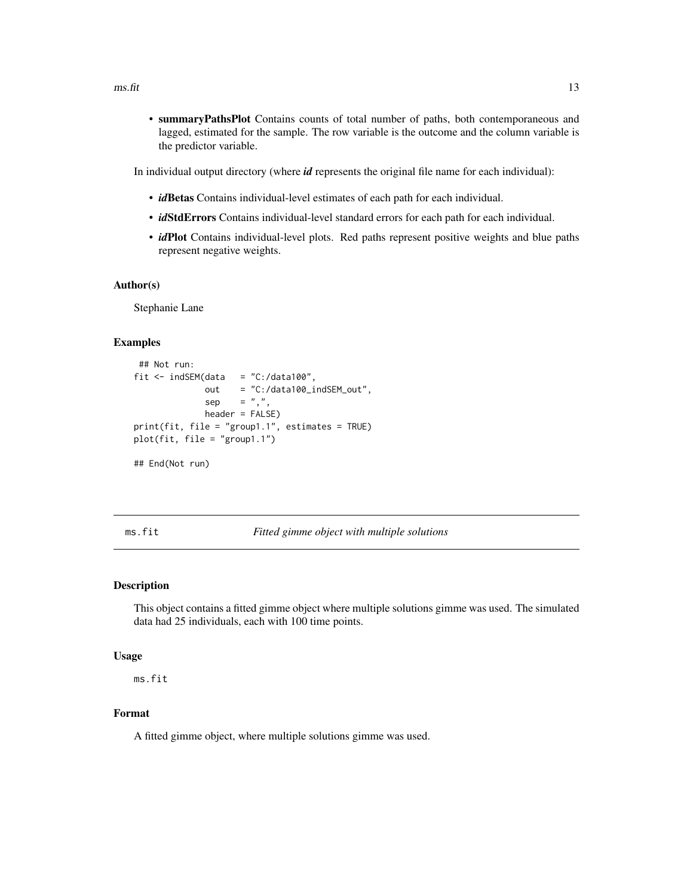- **summaryPathsPlot** Contains counts of total number of paths, both contemporaneous and lagged, estimated for the sample. The row variable is the outcome and the column variable is the predictor variable.

In individual output directory (where ***id*** represents the original file name for each individual):

- ***id*Betas** Contains individual-level estimates of each path for each individual.
- ***id*StdErrors** Contains individual-level standard errors for each path for each individual.
- ***id*Plot** Contains individual-level plots. Red paths represent positive weights and blue paths represent negative weights.

### Author(s)

Stephanie Lane

### Examples

```
 ## Not run:
fit <- indSEM(data   = "C:/data100",
              out    = "C:/data100_indSEM_out",
              sep    = ",",
              header = FALSE)
print(fit, file = "group1.1", estimates = TRUE)
plot(fit, file = "group1.1")

## End(Not run)
```

---

## ms.fit *Fitted gimme object with multiple solutions*

### Description

This object contains a fitted gimme object where multiple solutions gimme was used. The simulated data had 25 individuals, each with 100 time points.

### Usage

```
ms.fit
```

### Format

A fitted gimme object, where multiple solutions gimme was used.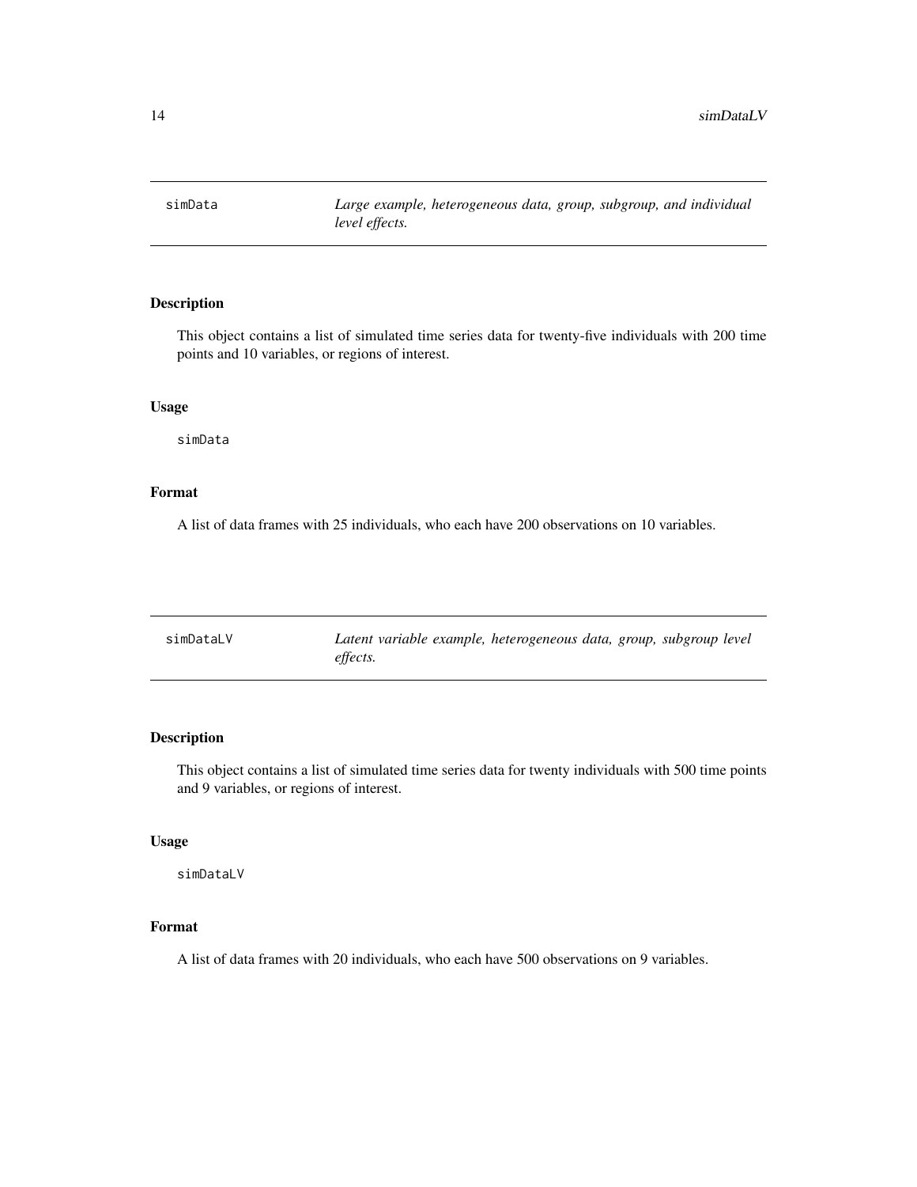## simData

*Large example, heterogeneous data, group, subgroup, and individual level effects.*

### Description

This object contains a list of simulated time series data for twenty-five individuals with 200 time points and 10 variables, or regions of interest.

### Usage

```
simData
```

### Format

A list of data frames with 25 individuals, who each have 200 observations on 10 variables.

## simDataLV

*Latent variable example, heterogeneous data, group, subgroup level effects.*

### Description

This object contains a list of simulated time series data for twenty individuals with 500 time points and 9 variables, or regions of interest.

### Usage

```
simDataLV
```

### Format

A list of data frames with 20 individuals, who each have 500 observations on 9 variables.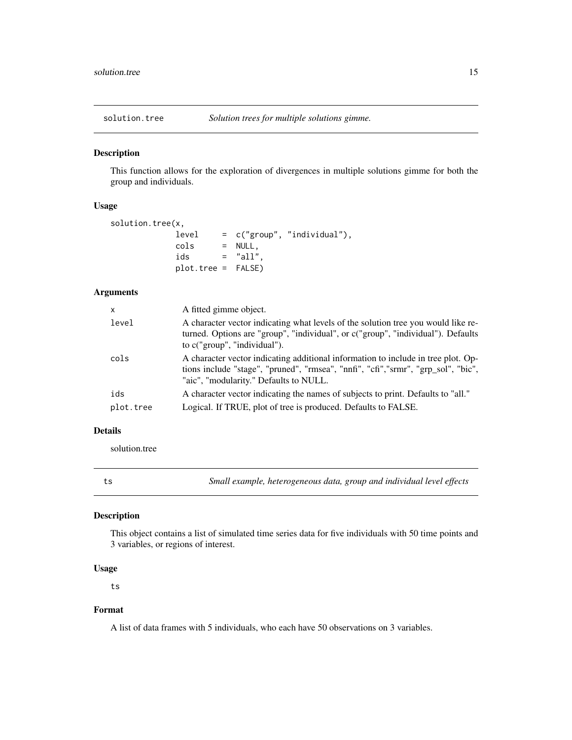## solution.tree *Solution trees for multiple solutions gimme.*

### Description

This function allows for the exploration of divergences in multiple solutions gimme for both the group and individuals.

### Usage

```
solution.tree(x,
             level     = c("group", "individual"),
             cols      = NULL,
             ids       = "all",
             plot.tree =  FALSE)
```

### Arguments

| | |
|---|---|
| `x` | A fitted gimme object. |
| `level` | A character vector indicating what levels of the solution tree you would like returned. Options are "group", "individual", or c("group", "individual"). Defaults to c("group", "individual"). |
| `cols` | A character vector indicating additional information to include in tree plot. Options include "stage", "pruned", "rmsea", "nnfi", "cfi","srmr", "grp_sol", "bic", "aic", "modularity." Defaults to NULL. |
| `ids` | A character vector indicating the names of subjects to print. Defaults to "all." |
| `plot.tree` | Logical. If TRUE, plot of tree is produced. Defaults to FALSE. |

### Details

solution.tree

## ts *Small example, heterogeneous data, group and individual level effects*

### Description

This object contains a list of simulated time series data for five individuals with 50 time points and 3 variables, or regions of interest.

### Usage

```
ts
```

### Format

A list of data frames with 5 individuals, who each have 50 observations on 3 variables.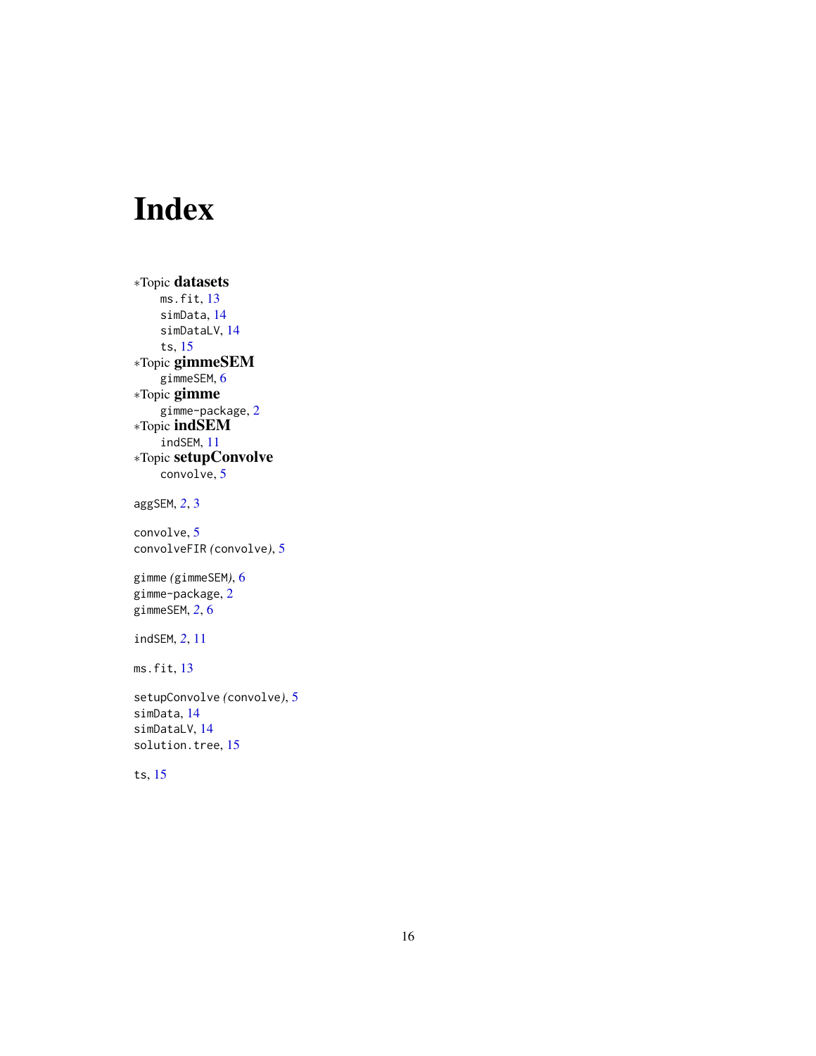# Index

∗Topic **datasets**
  ms.fit, 13
  simData, 14
  simDataLV, 14
  ts, 15

∗Topic **gimmeSEM**
  gimmeSEM, 6

∗Topic **gimme**
  gimme-package, 2

∗Topic **indSEM**
  indSEM, 11

∗Topic **setupConvolve**
  convolve, 5

aggSEM, *2*, 3

convolve, 5
convolveFIR *(*convolve*)*, 5

gimme *(*gimmeSEM*)*, 6
gimme-package, 2
gimmeSEM, *2*, 6

indSEM, *2*, 11

ms.fit, 13

setupConvolve *(*convolve*)*, 5
simData, 14
simDataLV, 14
solution.tree, 15

ts, 15